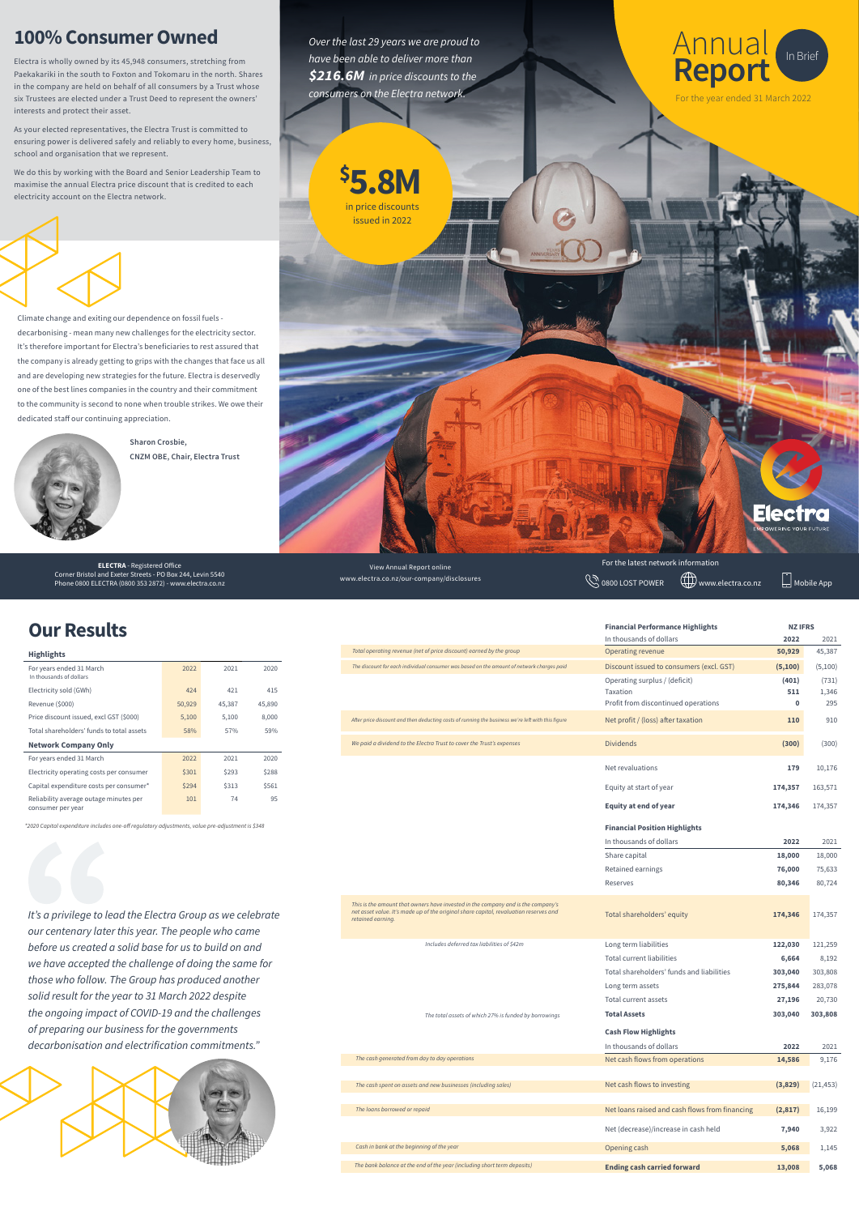## 100% Consumer Owned

Electra is wholly owned by its 45,948 consumers, stretching from Paekakariki in the south to Foxton and Tokomaru in the north. Shares in the company are held on behalf of all consumers by a Trust whose six Trustees are elected under a Trust Deed to represent the owners' interests and protect their asset.

As your elected representatives, the Electra Trust is committed to ensuring power is delivered safely and reliably to every home, business, school and organisation that we represent.

We do this by working with the Board and Senior Leadership Team to maximise the annual Electra price discount that is credited to each electricity account on the Electra network.

Climate change and exiting our dependence on fossil fuels - decarbonising - mean many new challenges for the electricity sector. It's therefore important for Electra's beneficiaries to rest assured that the company is already getting to grips with the changes that face us all and are developing new strategies for the future. Electra is deservedly one of the best lines companies in the country and their commitment to the community is second to none when trouble strikes. We owe their dedicated staff our continuing appreciation.

**Sharon Crosbie, CNZM OBE, Chair, Electra Trust**

*Over the last 29 years we are proud to have been able to deliver more than* ***$216.6M*** *in price discounts to the consumers on the Electra network.*

**$5.8M** in price discounts issued in 2022

# Annual **Report** In Brief

For the year ended 31 March 2022

Electra — Empowering your future

**ELECTRA** - Registered Office
Corner Bristol and Exeter Streets - PO Box 244, Levin 5540
Phone 0800 ELECTRA (0800 353 2872) - www.electra.co.nz

View Annual Report online
www.electra.co.nz/our-company/disclosures

For the latest network information
0800 LOST POWER | www.electra.co.nz | Mobile App

## Our Results

### Highlights

| For years ended 31 March (In thousands of dollars) | 2022 | 2021 | 2020 |
|---|---|---|---|
| Electricity sold (GWh) | 424 | 421 | 415 |
| Revenue ($000) | 50,929 | 45,387 | 45,890 |
| Price discount issued, excl GST ($000) | 5,100 | 5,100 | 8,000 |
| Total shareholders' funds to total assets | 58% | 57% | 59% |

### Network Company Only

| For years ended 31 March | 2022 | 2021 | 2020 |
|---|---|---|---|
| Electricity operating costs per consumer | $301 | $293 | $288 |
| Capital expenditure costs per consumer* | $294 | $313 | $561 |
| Reliability average outage minutes per consumer per year | 101 | 74 | 95 |

*2020 Capital expenditure includes one-off regulatory adjustments, value pre-adjustment is $348

*"It's a privilege to lead the Electra Group as we celebrate our centenary later this year. The people who came before us created a solid base for us to build on and we have accepted the challenge of doing the same for those who follow. The Group has produced another solid result for the year to 31 March 2022 despite the ongoing impact of COVID-19 and the challenges of preparing our business for the governments decarbonisation and electrification commitments."*

### Financial Performance Highlights

| Note | NZ IFRS (In thousands of dollars) | 2022 | 2021 |
|---|---|---|---|
| *Total operating revenue (net of price discount) earned by the group* | Operating revenue | **50,929** | 45,387 |
| *The discount for each individual consumer was based on the amount of network charges paid* | Discount issued to consumers (excl. GST) | **(5,100)** | (5,100) |
| | Operating surplus / (deficit) | **(401)** | (731) |
| | Taxation | **511** | 1,346 |
| | Profit from discontinued operations | **0** | 295 |
| *After price discount and then deducting costs of running the business we're left with this figure* | Net profit / (loss) after taxation | **110** | 910 |
| *We paid a dividend to the Electra Trust to cover the Trust's expenses* | Dividends | **(300)** | (300) |
| | Net revaluations | **179** | 10,176 |
| | Equity at start of year | **174,357** | 163,571 |
| | **Equity at end of year** | **174,346** | 174,357 |

### Financial Position Highlights

| Note | In thousands of dollars | 2022 | 2021 |
|---|---|---|---|
| | Share capital | **18,000** | 18,000 |
| | Retained earnings | **76,000** | 75,633 |
| | Reserves | **80,346** | 80,724 |
| *This is the amount that owners have invested in the company and is the company's net asset value. It's made up of the original share capital, revaluation reserves and retained earning.* | Total shareholders' equity | **174,346** | 174,357 |
| *Includes deferred tax liabilities of $42m* | Long term liabilities | **122,030** | 121,259 |
| | Total current liabilities | **6,664** | 8,192 |
| | Total shareholders' funds and liabilities | **303,040** | 303,808 |
| | Long term assets | **275,844** | 283,078 |
| | Total current assets | **27,196** | 20,730 |
| *The total assets of which 27% is funded by borrowings* | **Total Assets** | **303,040** | **303,808** |

### Cash Flow Highlights

| Note | In thousands of dollars | 2022 | 2021 |
|---|---|---|---|
| *The cash generated from day to day operations* | Net cash flows from operations | **14,586** | 9,176 |
| *The cash spent on assets and new businesses (including sales)* | Net cash flows to investing | **(3,829)** | (21,453) |
| *The loans borrowed or repaid* | Net loans raised and cash flows from financing | **(2,817)** | 16,199 |
| | Net (decrease)/increase in cash held | **7,940** | 3,922 |
| *Cash in bank at the beginning of the year* | Opening cash | **5,068** | 1,145 |
| *The bank balance at the end of the year (including short term deposits)* | **Ending cash carried forward** | **13,008** | **5,068** |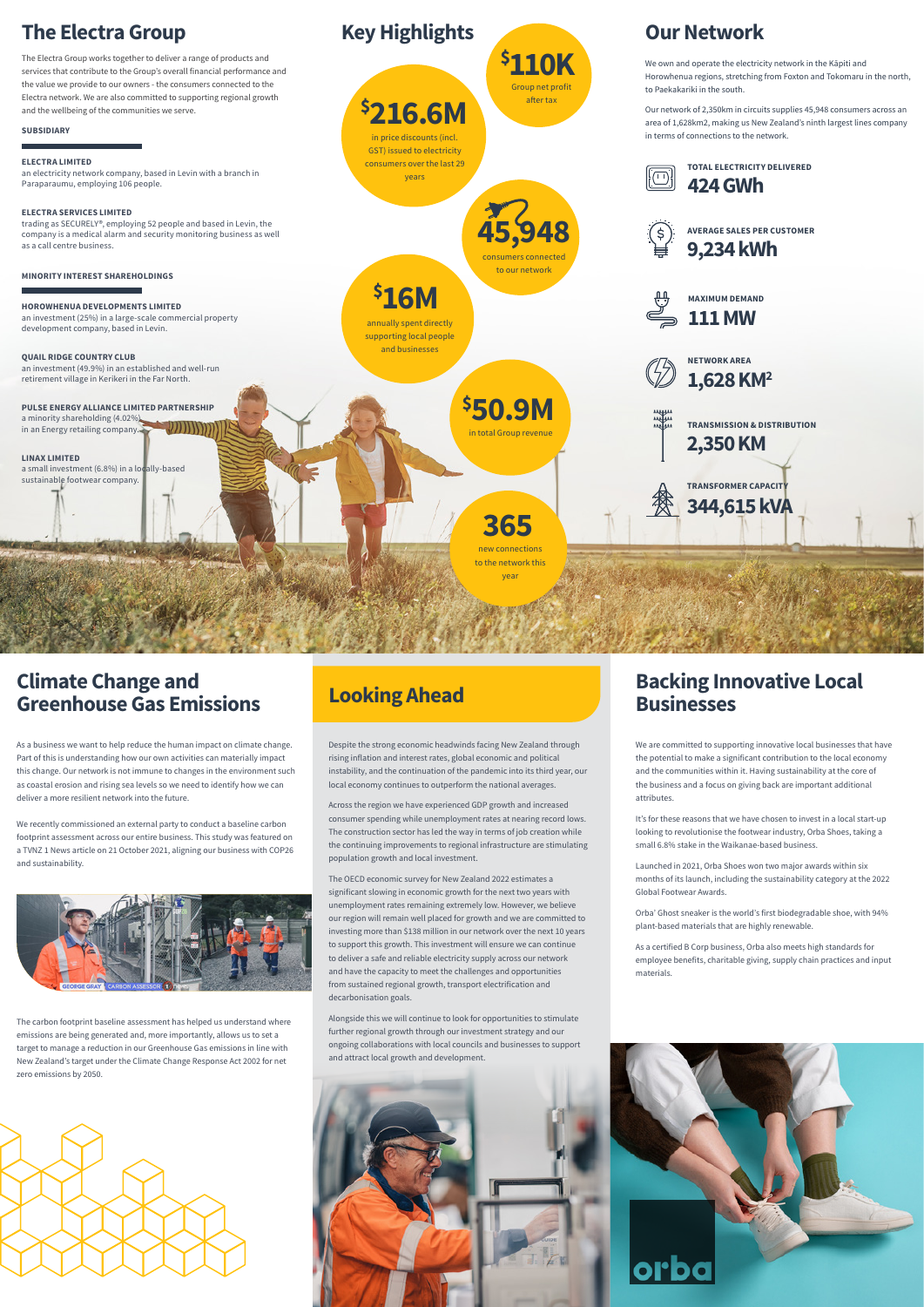## The Electra Group

The Electra Group works together to deliver a range of products and services that contribute to the Group's overall financial performance and the value we provide to our owners - the consumers connected to the Electra network. We are also committed to supporting regional growth and the wellbeing of the communities we serve.

**SUBSIDIARY**

**ELECTRA LIMITED**
an electricity network company, based in Levin with a branch in Paraparaumu, employing 106 people.

**ELECTRA SERVICES LIMITED**
trading as SECURELY®, employing 52 people and based in Levin, the company is a medical alarm and security monitoring business as well as a call centre business.

**MINORITY INTEREST SHAREHOLDINGS**

**HOROWHENUA DEVELOPMENTS LIMITED**
an investment (25%) in a large-scale commercial property development company, based in Levin.

**QUAIL RIDGE COUNTRY CLUB**
an investment (49.9%) in an established and well-run retirement village in Kerikeri in the Far North.

**PULSE ENERGY ALLIANCE LIMITED PARTNERSHIP**
a minority shareholding (4.02%) in an Energy retailing company.

**LINAX LIMITED**
a small investment (6.8%) in a locally-based sustainable footwear company.

## Key Highlights

**$110K**
Group net profit after tax

**$216.6M**
in price discounts (incl. GST) issued to electricity consumers over the last 29 years

**45,948**
consumers connected to our network

**$16M**
annually spent directly supporting local people and businesses

**$50.9M**
in total Group revenue

**365**
new connections to the network this year

## Our Network

We own and operate the electricity network in the Kāpiti and Horowhenua regions, stretching from Foxton and Tokomaru in the north, to Paekakariki in the south.

Our network of 2,350km in circuits supplies 45,948 consumers across an area of 1,628km2, making us New Zealand's ninth largest lines company in terms of connections to the network.

**TOTAL ELECTRICITY DELIVERED**
**424 GWh**

**AVERAGE SALES PER CUSTOMER**
**9,234 kWh**

**MAXIMUM DEMAND**
**111 MW**

**NETWORK AREA**
**1,628 KM$^2$**

**TRANSMISSION & DISTRIBUTION**
**2,350 KM**

**TRANSFORMER CAPACITY**
**344,615 kVA**

## Climate Change and Greenhouse Gas Emissions

As a business we want to help reduce the human impact on climate change. Part of this is understanding how our own activities can materially impact this change. Our network is not immune to changes in the environment such as coastal erosion and rising sea levels so we need to identify how we can deliver a more resilient network into the future.

We recently commissioned an external party to conduct a baseline carbon footprint assessment across our entire business. This study was featured on a TVNZ 1 News article on 21 October 2021, aligning our business with COP26 and sustainability.

The carbon footprint baseline assessment has helped us understand where emissions are being generated and, more importantly, allows us to set a target to manage a reduction in our Greenhouse Gas emissions in line with New Zealand's target under the Climate Change Response Act 2002 for net zero emissions by 2050.

## Looking Ahead

Despite the strong economic headwinds facing New Zealand through rising inflation and interest rates, global economic and political instability, and the continuation of the pandemic into its third year, our local economy continues to outperform the national averages.

Across the region we have experienced GDP growth and increased consumer spending while unemployment rates at nearing record lows. The construction sector has led the way in terms of job creation while the continuing improvements to regional infrastructure are stimulating population growth and local investment.

The OECD economic survey for New Zealand 2022 estimates a significant slowing in economic growth for the next two years with unemployment rates remaining extremely low. However, we believe our region will remain well placed for growth and we are committed to investing more than $138 million in our network over the next 10 years to support this growth. This investment will ensure we can continue to deliver a safe and reliable electricity supply across our network and have the capacity to meet the challenges and opportunities from sustained regional growth, transport electrification and decarbonisation goals.

Alongside this we will continue to look for opportunities to stimulate further regional growth through our investment strategy and our ongoing collaborations with local councils and businesses to support and attract local growth and development.

## Backing Innovative Local Businesses

We are committed to supporting innovative local businesses that have the potential to make a significant contribution to the local economy and the communities within it. Having sustainability at the core of the business and a focus on giving back are important additional attributes.

It's for these reasons that we have chosen to invest in a local start-up looking to revolutionise the footwear industry, Orba Shoes, taking a small 6.8% stake in the Waikanae-based business.

Launched in 2021, Orba Shoes won two major awards within six months of its launch, including the sustainability category at the 2022 Global Footwear Awards.

Orba' Ghost sneaker is the world's first biodegradable shoe, with 94% plant-based materials that are highly renewable.

As a certified B Corp business, Orba also meets high standards for employee benefits, charitable giving, supply chain practices and input materials.